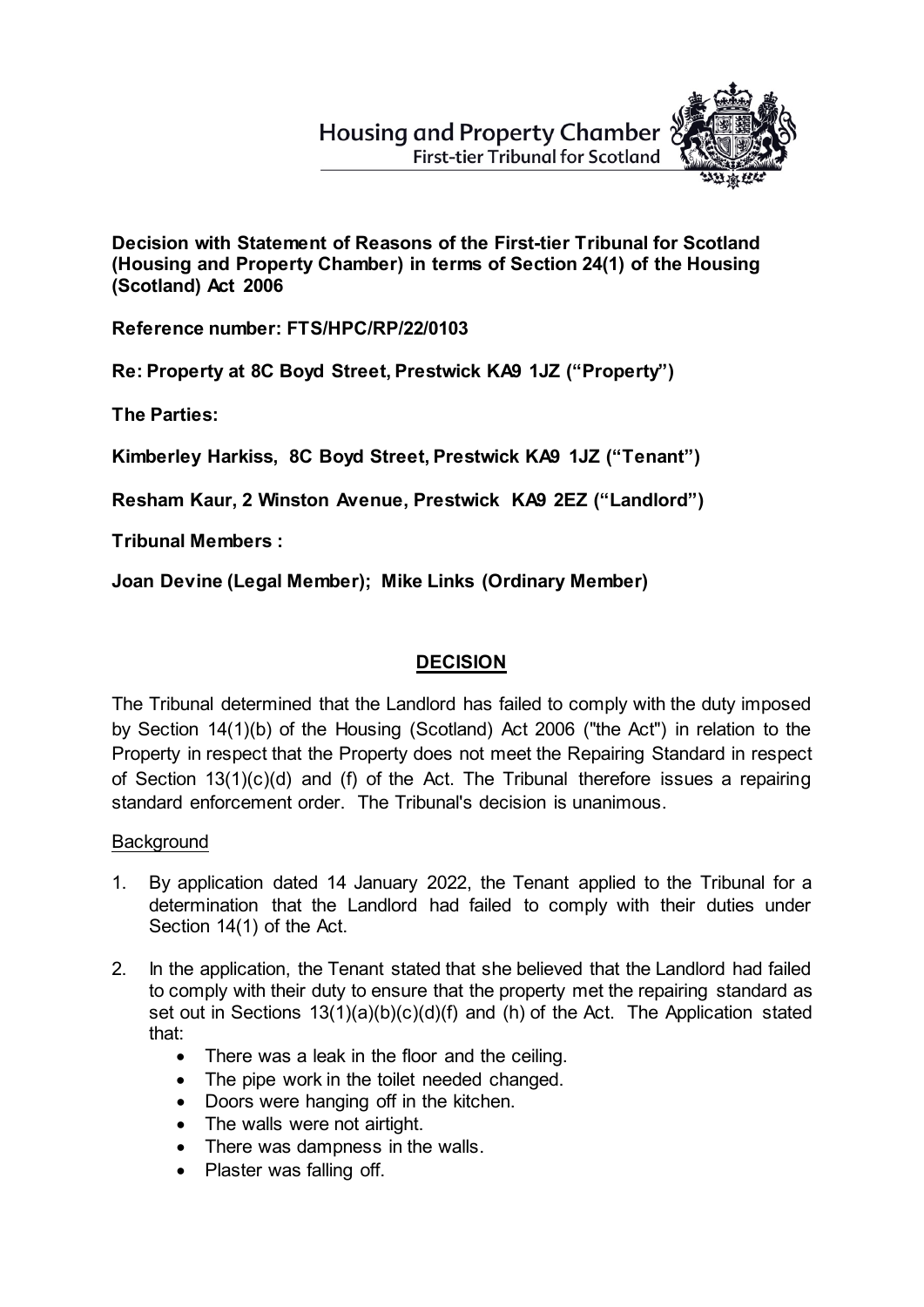Housing and Property Chamber
First-tier Tribunal for Scotland

**Decision with Statement of Reasons of the First-tier Tribunal for Scotland (Housing and Property Chamber) in terms of Section 24(1) of the Housing (Scotland) Act 2006**

**Reference number: FTS/HPC/RP/22/0103**

**Re: Property at 8C Boyd Street, Prestwick KA9 1JZ ("Property")**

**The Parties:**

**Kimberley Harkiss, 8C Boyd Street, Prestwick KA9 1JZ ("Tenant")**

**Resham Kaur, 2 Winston Avenue, Prestwick KA9 2EZ ("Landlord")**

**Tribunal Members :**

**Joan Devine (Legal Member); Mike Links (Ordinary Member)**

## DECISION

The Tribunal determined that the Landlord has failed to comply with the duty imposed by Section 14(1)(b) of the Housing (Scotland) Act 2006 ("the Act") in relation to the Property in respect that the Property does not meet the Repairing Standard in respect of Section 13(1)(c)(d) and (f) of the Act. The Tribunal therefore issues a repairing standard enforcement order. The Tribunal's decision is unanimous.

Background

1. By application dated 14 January 2022, the Tenant applied to the Tribunal for a determination that the Landlord had failed to comply with their duties under Section 14(1) of the Act.

2. In the application, the Tenant stated that she believed that the Landlord had failed to comply with their duty to ensure that the property met the repairing standard as set out in Sections 13(1)(a)(b)(c)(d)(f) and (h) of the Act. The Application stated that:
   - There was a leak in the floor and the ceiling.
   - The pipe work in the toilet needed changed.
   - Doors were hanging off in the kitchen.
   - The walls were not airtight.
   - There was dampness in the walls.
   - Plaster was falling off.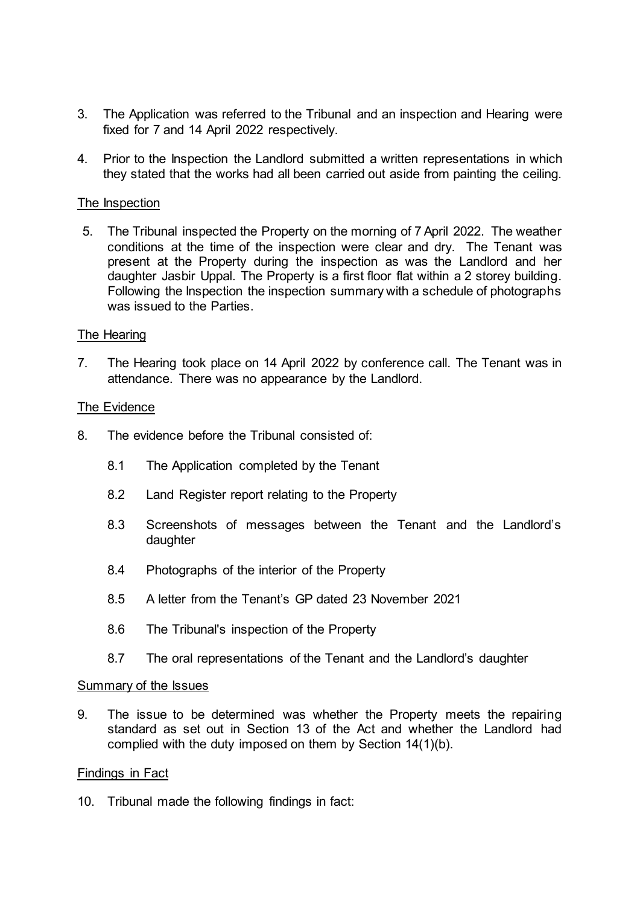3. The Application was referred to the Tribunal and an inspection and Hearing were fixed for 7 and 14 April 2022 respectively.

4. Prior to the Inspection the Landlord submitted a written representations in which they stated that the works had all been carried out aside from painting the ceiling.

## The Inspection

5. The Tribunal inspected the Property on the morning of 7 April 2022. The weather conditions at the time of the inspection were clear and dry. The Tenant was present at the Property during the inspection as was the Landlord and her daughter Jasbir Uppal. The Property is a first floor flat within a 2 storey building. Following the Inspection the inspection summary with a schedule of photographs was issued to the Parties.

## The Hearing

7. The Hearing took place on 14 April 2022 by conference call. The Tenant was in attendance. There was no appearance by the Landlord.

## The Evidence

8. The evidence before the Tribunal consisted of:

    8.1 The Application completed by the Tenant

    8.2 Land Register report relating to the Property

    8.3 Screenshots of messages between the Tenant and the Landlord's daughter

    8.4 Photographs of the interior of the Property

    8.5 A letter from the Tenant's GP dated 23 November 2021

    8.6 The Tribunal's inspection of the Property

    8.7 The oral representations of the Tenant and the Landlord's daughter

## Summary of the Issues

9. The issue to be determined was whether the Property meets the repairing standard as set out in Section 13 of the Act and whether the Landlord had complied with the duty imposed on them by Section 14(1)(b).

## Findings in Fact

10. Tribunal made the following findings in fact: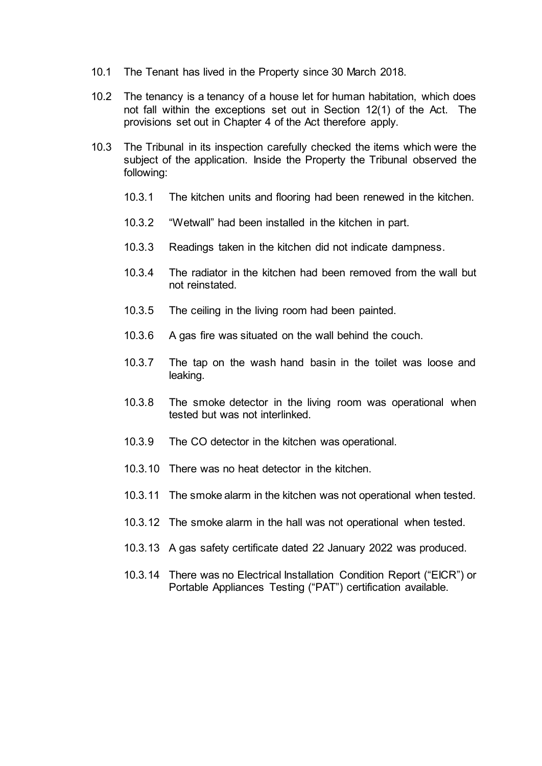10.1 The Tenant has lived in the Property since 30 March 2018.

10.2 The tenancy is a tenancy of a house let for human habitation, which does not fall within the exceptions set out in Section 12(1) of the Act. The provisions set out in Chapter 4 of the Act therefore apply.

10.3 The Tribunal in its inspection carefully checked the items which were the subject of the application. Inside the Property the Tribunal observed the following:

10.3.1 The kitchen units and flooring had been renewed in the kitchen.

10.3.2 "Wetwall" had been installed in the kitchen in part.

10.3.3 Readings taken in the kitchen did not indicate dampness.

10.3.4 The radiator in the kitchen had been removed from the wall but not reinstated.

10.3.5 The ceiling in the living room had been painted.

10.3.6 A gas fire was situated on the wall behind the couch.

10.3.7 The tap on the wash hand basin in the toilet was loose and leaking.

10.3.8 The smoke detector in the living room was operational when tested but was not interlinked.

10.3.9 The CO detector in the kitchen was operational.

10.3.10 There was no heat detector in the kitchen.

10.3.11 The smoke alarm in the kitchen was not operational when tested.

10.3.12 The smoke alarm in the hall was not operational when tested.

10.3.13 A gas safety certificate dated 22 January 2022 was produced.

10.3.14 There was no Electrical Installation Condition Report ("EICR") or Portable Appliances Testing ("PAT") certification available.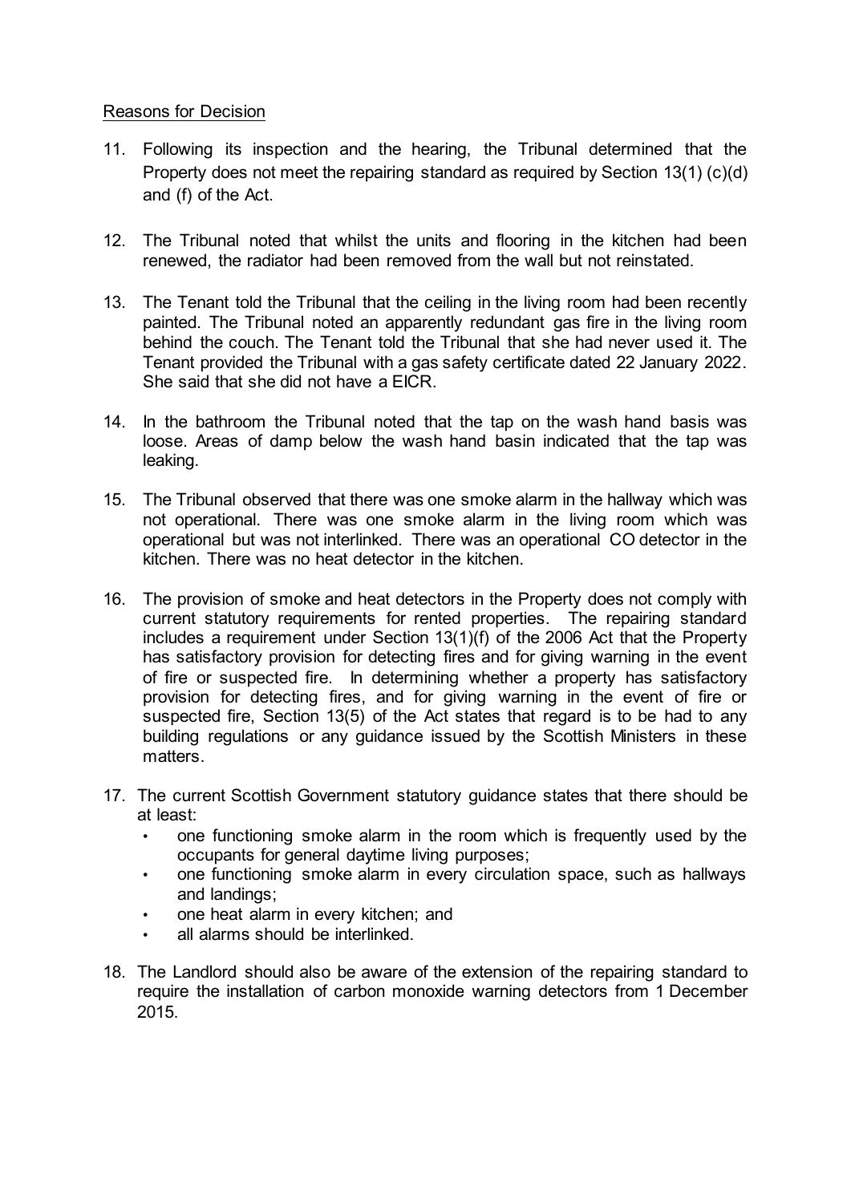<u>Reasons for Decision</u>

11. Following its inspection and the hearing, the Tribunal determined that the Property does not meet the repairing standard as required by Section 13(1) (c)(d) and (f) of the Act.

12. The Tribunal noted that whilst the units and flooring in the kitchen had been renewed, the radiator had been removed from the wall but not reinstated.

13. The Tenant told the Tribunal that the ceiling in the living room had been recently painted. The Tribunal noted an apparently redundant gas fire in the living room behind the couch. The Tenant told the Tribunal that she had never used it. The Tenant provided the Tribunal with a gas safety certificate dated 22 January 2022. She said that she did not have a EICR.

14. In the bathroom the Tribunal noted that the tap on the wash hand basis was loose. Areas of damp below the wash hand basin indicated that the tap was leaking.

15. The Tribunal observed that there was one smoke alarm in the hallway which was not operational. There was one smoke alarm in the living room which was operational but was not interlinked. There was an operational CO detector in the kitchen. There was no heat detector in the kitchen.

16. The provision of smoke and heat detectors in the Property does not comply with current statutory requirements for rented properties. The repairing standard includes a requirement under Section 13(1)(f) of the 2006 Act that the Property has satisfactory provision for detecting fires and for giving warning in the event of fire or suspected fire. In determining whether a property has satisfactory provision for detecting fires, and for giving warning in the event of fire or suspected fire, Section 13(5) of the Act states that regard is to be had to any building regulations or any guidance issued by the Scottish Ministers in these matters.

17. The current Scottish Government statutory guidance states that there should be at least:
    - one functioning smoke alarm in the room which is frequently used by the occupants for general daytime living purposes;
    - one functioning smoke alarm in every circulation space, such as hallways and landings;
    - one heat alarm in every kitchen; and
    - all alarms should be interlinked.

18. The Landlord should also be aware of the extension of the repairing standard to require the installation of carbon monoxide warning detectors from 1 December 2015.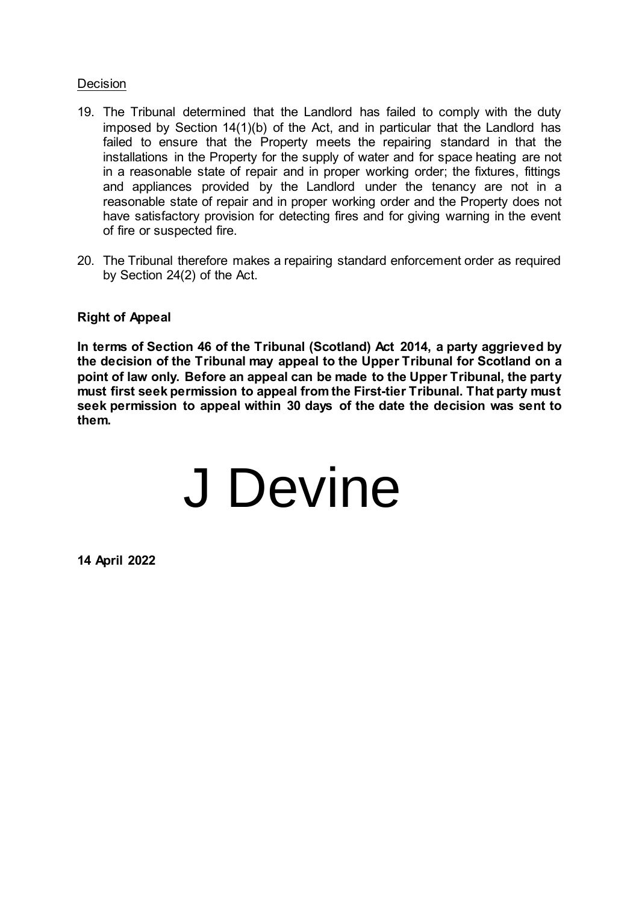Decision

19. The Tribunal determined that the Landlord has failed to comply with the duty imposed by Section 14(1)(b) of the Act, and in particular that the Landlord has failed to ensure that the Property meets the repairing standard in that the installations in the Property for the supply of water and for space heating are not in a reasonable state of repair and in proper working order; the fixtures, fittings and appliances provided by the Landlord under the tenancy are not in a reasonable state of repair and in proper working order and the Property does not have satisfactory provision for detecting fires and for giving warning in the event of fire or suspected fire.

20. The Tribunal therefore makes a repairing standard enforcement order as required by Section 24(2) of the Act.

**Right of Appeal**

**In terms of Section 46 of the Tribunal (Scotland) Act 2014, a party aggrieved by the decision of the Tribunal may appeal to the Upper Tribunal for Scotland on a point of law only. Before an appeal can be made to the Upper Tribunal, the party must first seek permission to appeal from the First-tier Tribunal. That party must seek permission to appeal within 30 days of the date the decision was sent to them.**

J Devine

**14 April 2022**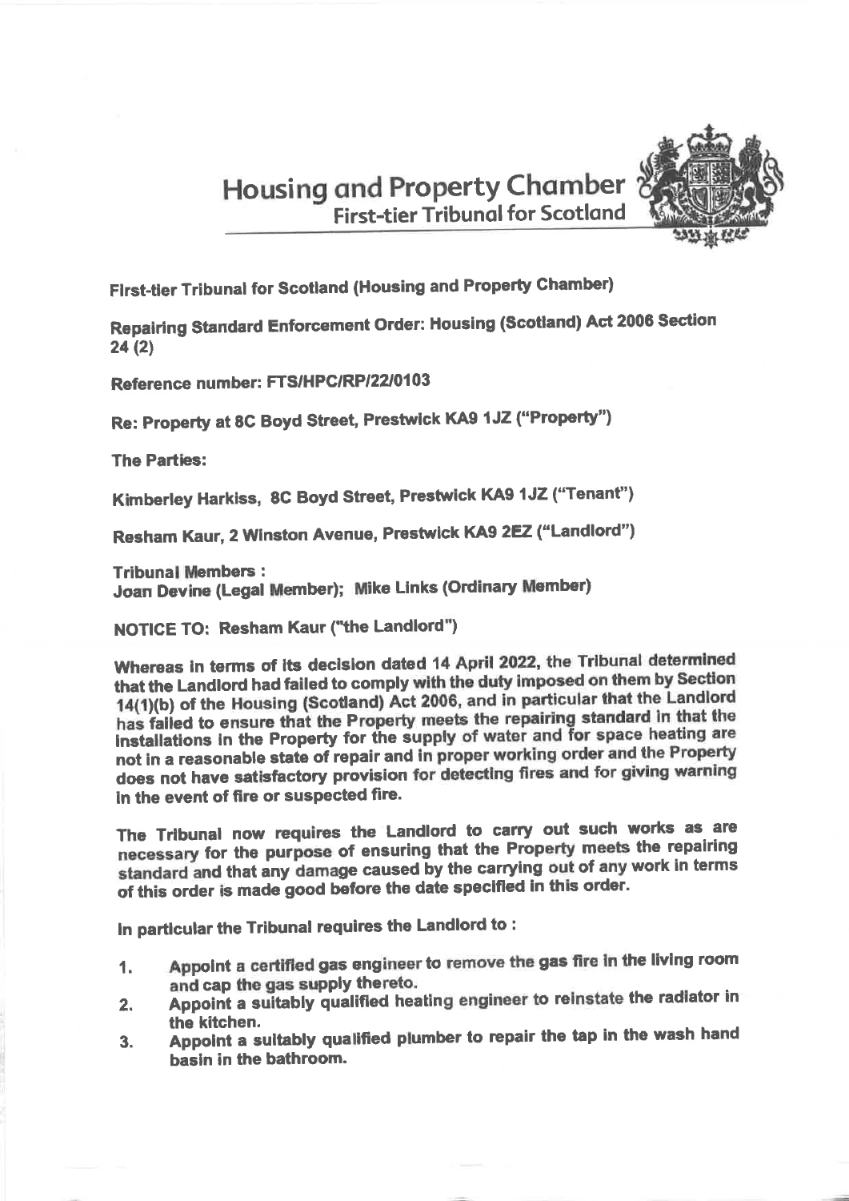# Housing and Property Chamber
## First-tier Tribunal for Scotland

**First-tier Tribunal for Scotland (Housing and Property Chamber)**

**Repairing Standard Enforcement Order: Housing (Scotland) Act 2006 Section 24 (2)**

**Reference number: FTS/HPC/RP/22/0103**

**Re: Property at 8C Boyd Street, Prestwick KA9 1JZ ("Property")**

**The Parties:**

**Kimberley Harkiss, 8C Boyd Street, Prestwick KA9 1JZ ("Tenant")**

**Resham Kaur, 2 Winston Avenue, Prestwick KA9 2EZ ("Landlord")**

**Tribunal Members :**
**Joan Devine (Legal Member); Mike Links (Ordinary Member)**

**NOTICE TO: Resham Kaur ("the Landlord")**

**Whereas in terms of its decision dated 14 April 2022, the Tribunal determined that the Landlord had failed to comply with the duty imposed on them by Section 14(1)(b) of the Housing (Scotland) Act 2006, and in particular that the Landlord has failed to ensure that the Property meets the repairing standard in that the installations in the Property for the supply of water and for space heating are not in a reasonable state of repair and in proper working order and the Property does not have satisfactory provision for detecting fires and for giving warning in the event of fire or suspected fire.**

**The Tribunal now requires the Landlord to carry out such works as are necessary for the purpose of ensuring that the Property meets the repairing standard and that any damage caused by the carrying out of any work in terms of this order is made good before the date specified in this order.**

**In particular the Tribunal requires the Landlord to :**

1. **Appoint a certified gas engineer to remove the gas fire in the living room and cap the gas supply thereto.**
2. **Appoint a suitably qualified heating engineer to reinstate the radiator in the kitchen.**
3. **Appoint a suitably qualified plumber to repair the tap in the wash hand basin in the bathroom.**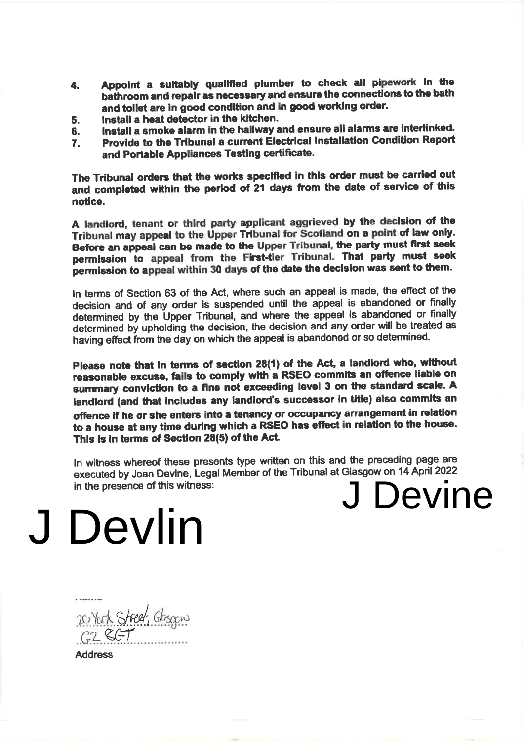4. **Appoint a suitably qualified plumber to check all pipework in the bathroom and repair as necessary and ensure the connections to the bath and toilet are in good condition and in good working order.**
5. **Install a heat detector in the kitchen.**
6. **Install a smoke alarm in the hallway and ensure all alarms are interlinked.**
7. **Provide to the Tribunal a current Electrical Installation Condition Report and Portable Appliances Testing certificate.**

**The Tribunal orders that the works specified in this order must be carried out and completed within the period of 21 days from the date of service of this notice.**

**A landlord, tenant or third party applicant aggrieved by the decision of the Tribunal may appeal to the Upper Tribunal for Scotland on a point of law only. Before an appeal can be made to the Upper Tribunal, the party must first seek permission to appeal from the First-tier Tribunal. That party must seek permission to appeal within 30 days of the date the decision was sent to them.**

In terms of Section 63 of the Act, where such an appeal is made, the effect of the decision and of any order is suspended until the appeal is abandoned or finally determined by the Upper Tribunal, and where the appeal is abandoned or finally determined by upholding the decision, the decision and any order will be treated as having effect from the day on which the appeal is abandoned or so determined.

**Please note that in terms of section 28(1) of the Act, a landlord who, without reasonable excuse, fails to comply with a RSEO commits an offence liable on summary conviction to a fine not exceeding level 3 on the standard scale. A landlord (and that includes any landlord's successor in title) also commits an offence if he or she enters into a tenancy or occupancy arrangement in relation to a house at any time during which a RSEO has effect in relation to the house. This is in terms of Section 28(5) of the Act.**

In witness whereof these presents type written on this and the preceding page are executed by Joan Devine, Legal Member of the Tribunal at Glasgow on 14 April 2022 in the presence of this witness:

J Devine

J Devlin

Name

20 York Street, Glasgow
G2 8GT

Address